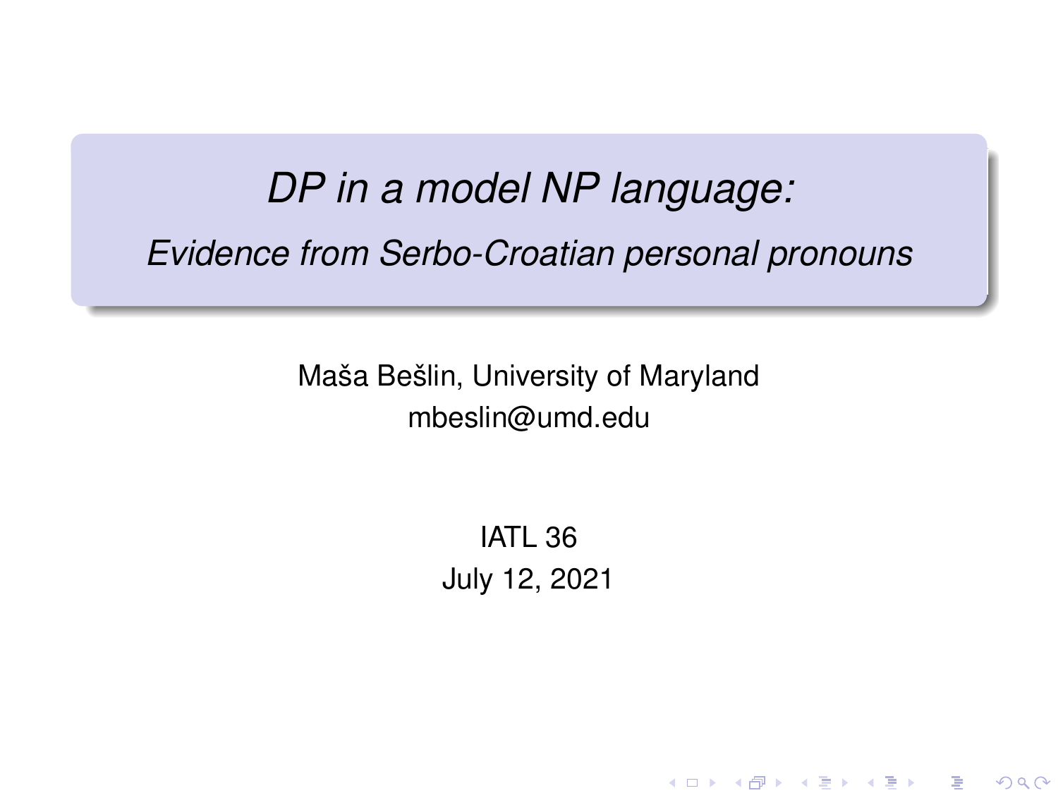# *DP in a model NP language:*

## *Evidence from Serbo-Croatian personal pronouns*

Maša Bešlin, University of Maryland
mbeslin@umd.edu

IATL 36
July 12, 2021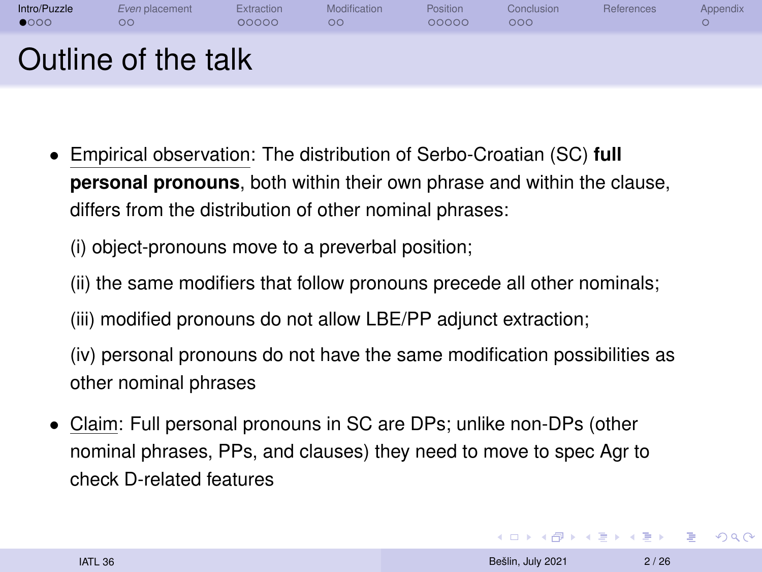# Outline of the talk

- Empirical observation: The distribution of Serbo-Croatian (SC) **full personal pronouns**, both within their own phrase and within the clause, differs from the distribution of other nominal phrases:

  (i) object-pronouns move to a preverbal position;

  (ii) the same modifiers that follow pronouns precede all other nominals;

  (iii) modified pronouns do not allow LBE/PP adjunct extraction;

  (iv) personal pronouns do not have the same modification possibilities as other nominal phrases

- Claim: Full personal pronouns in SC are DPs; unlike non-DPs (other nominal phrases, PPs, and clauses) they need to move to spec Agr to check D-related features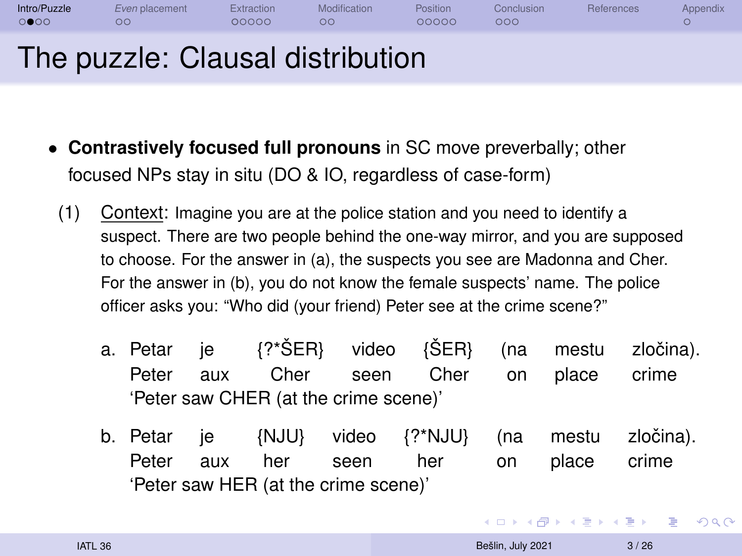# The puzzle: Clausal distribution

- **Contrastively focused full pronouns** in SC move preverbally; other focused NPs stay in situ (DO & IO, regardless of case-form)

(1) Context: Imagine you are at the police station and you need to identify a suspect. There are two people behind the one-way mirror, and you are supposed to choose. For the answer in (a), the suspects you see are Madonna and Cher. For the answer in (b), you do not know the female suspects' name. The police officer asks you: "Who did (your friend) Peter see at the crime scene?"

a. Petar je {?*ŠER} video {ŠER} (na mestu zločina).
   Peter aux Cher seen Cher on place crime
   'Peter saw CHER (at the crime scene)'

b. Petar je {NJU} video {?*NJU} (na mestu zločina).
   Peter aux her seen her on place crime
   'Peter saw HER (at the crime scene)'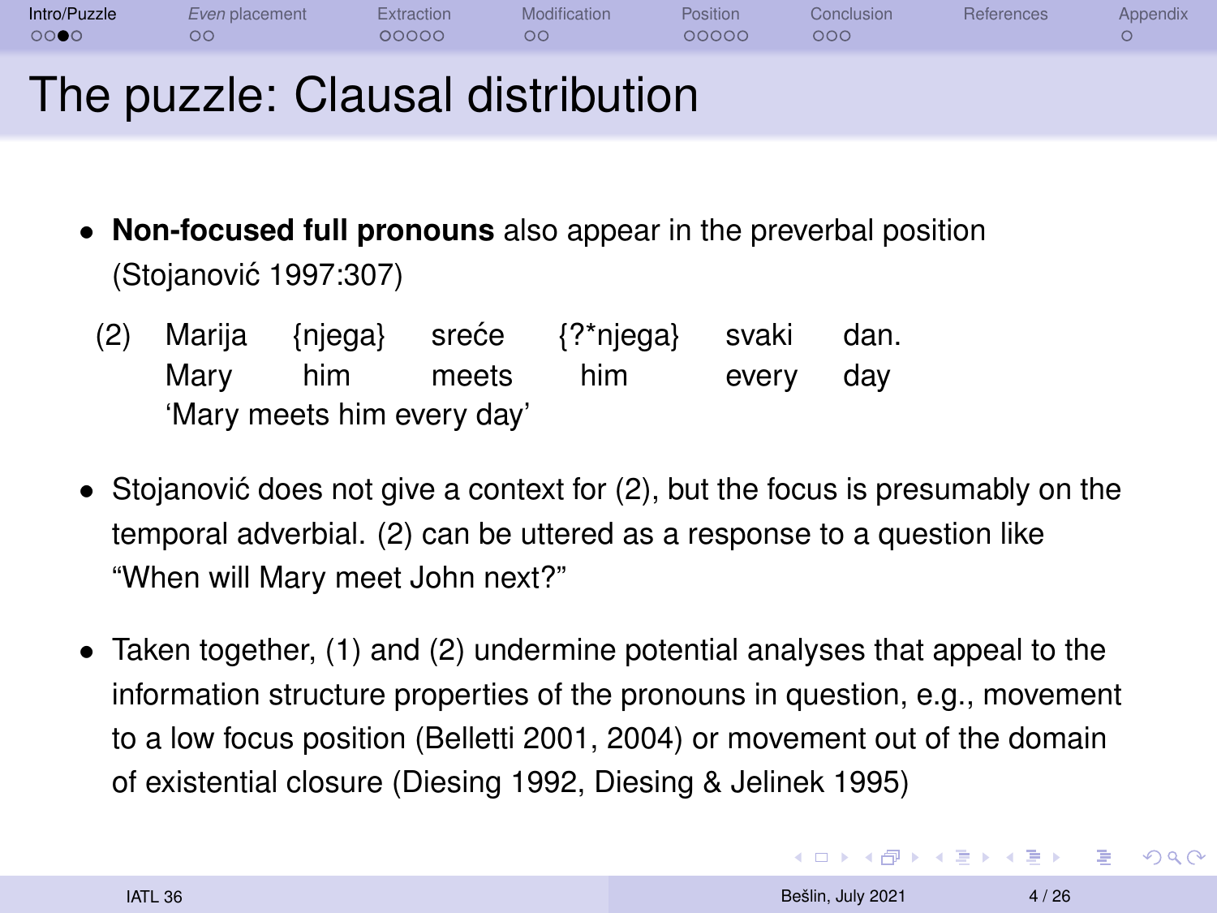# The puzzle: Clausal distribution

- **Non-focused full pronouns** also appear in the preverbal position (Stojanović 1997:307)

(2) Marija {njega} sreće {?*njega} svaki dan.
    Mary him meets him every day
    'Mary meets him every day'

- Stojanović does not give a context for (2), but the focus is presumably on the temporal adverbial. (2) can be uttered as a response to a question like "When will Mary meet John next?"

- Taken together, (1) and (2) undermine potential analyses that appeal to the information structure properties of the pronouns in question, e.g., movement to a low focus position (Belletti 2001, 2004) or movement out of the domain of existential closure (Diesing 1992, Diesing & Jelinek 1995)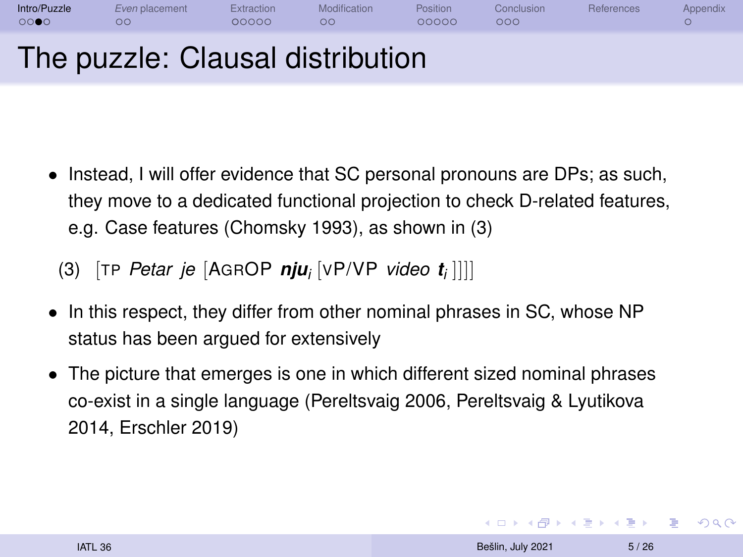# The puzzle: Clausal distribution

- Instead, I will offer evidence that SC personal pronouns are DPs; as such, they move to a dedicated functional projection to check D-related features, e.g. Case features (Chomsky 1993), as shown in (3)

(3) [TP *Petar je* [AGROP ***nju****i* [vP/VP *video* ***t****i* ]]]]

- In this respect, they differ from other nominal phrases in SC, whose NP status has been argued for extensively
- The picture that emerges is one in which different sized nominal phrases co-exist in a single language (Pereltsvaig 2006, Pereltsvaig & Lyutikova 2014, Erschler 2019)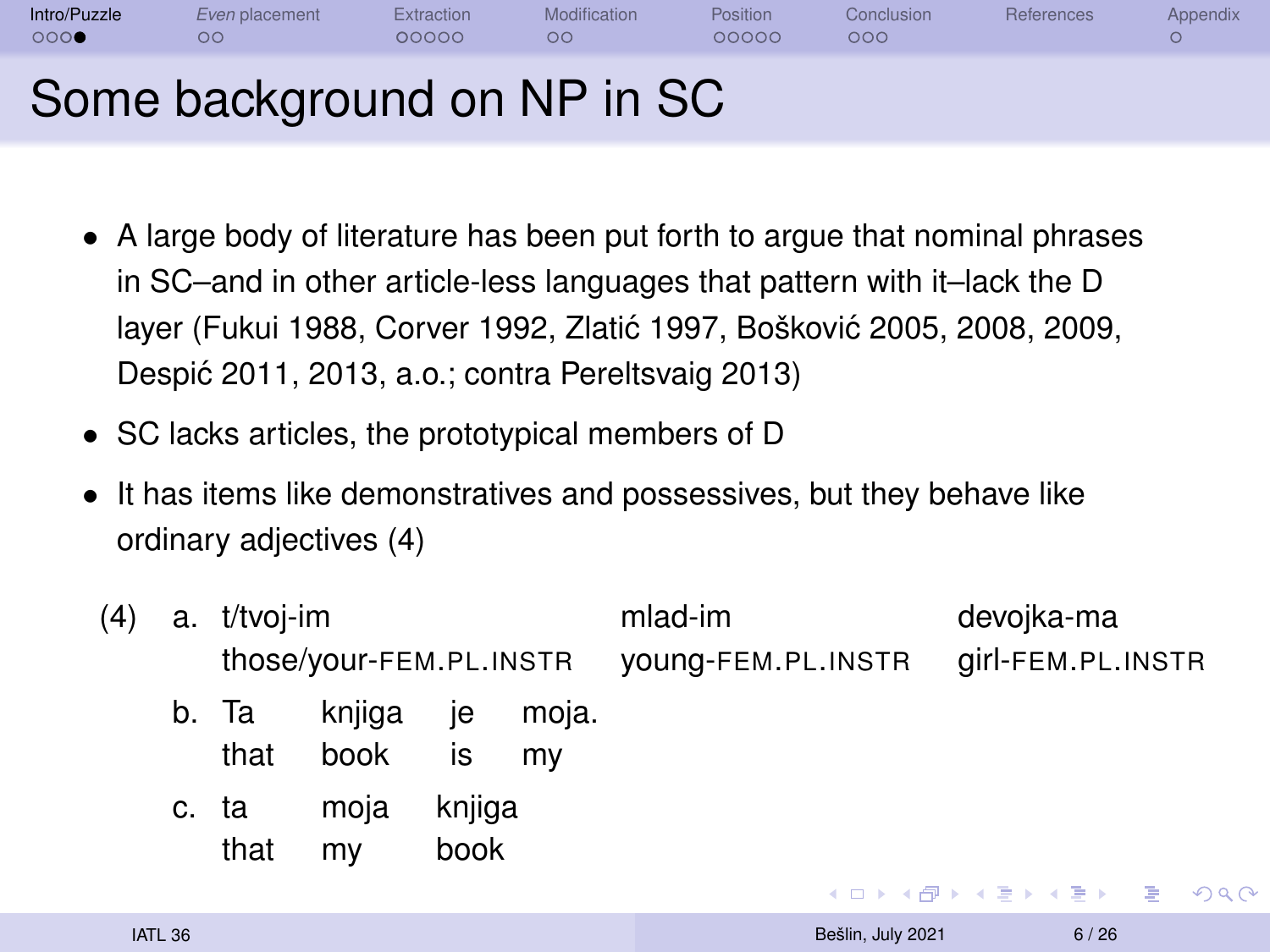# Some background on NP in SC

- A large body of literature has been put forth to argue that nominal phrases in SC–and in other article-less languages that pattern with it–lack the D layer (Fukui 1988, Corver 1992, Zlatić 1997, Bošković 2005, 2008, 2009, Despić 2011, 2013, a.o.; contra Pereltsvaig 2013)
- SC lacks articles, the prototypical members of D
- It has items like demonstratives and possessives, but they behave like ordinary adjectives (4)

(4) a. t/tvoj-im mlad-im devojka-ma
   those/your-FEM.PL.INSTR young-FEM.PL.INSTR girl-FEM.PL.INSTR

   b. Ta knjiga je moja.
   that book is my

   c. ta moja knjiga
   that my book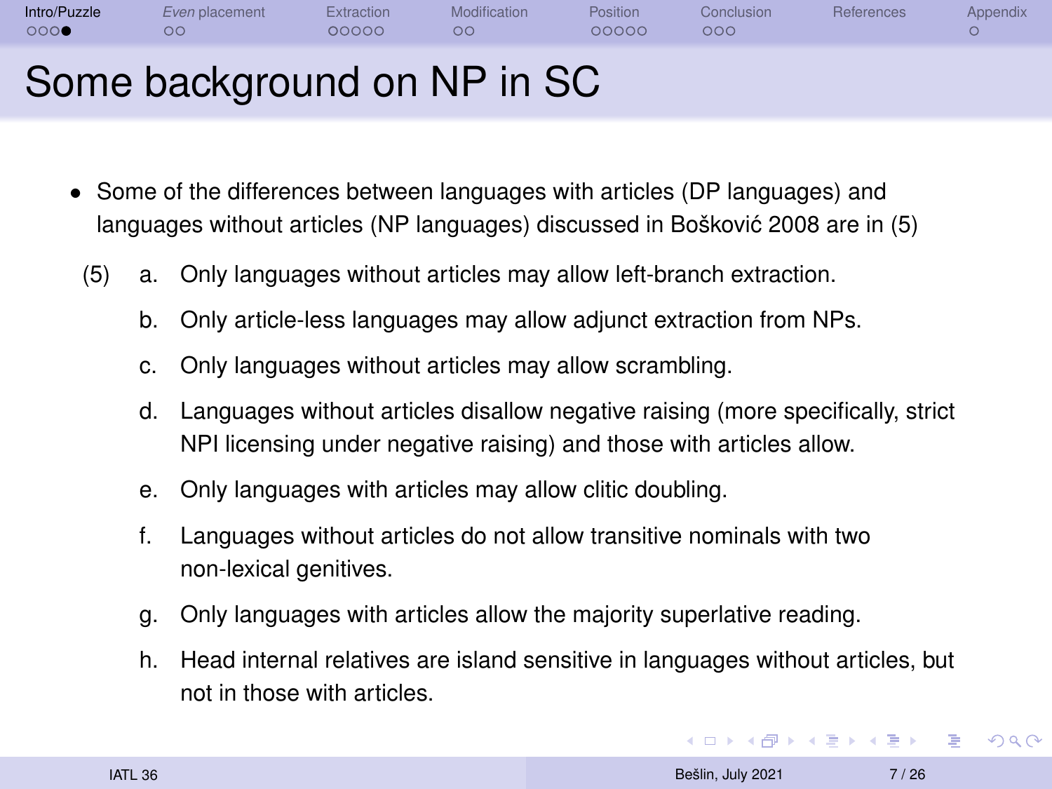# Some background on NP in SC

- Some of the differences between languages with articles (DP languages) and languages without articles (NP languages) discussed in Bošković 2008 are in (5)

(5)
  a. Only languages without articles may allow left-branch extraction.
  b. Only article-less languages may allow adjunct extraction from NPs.
  c. Only languages without articles may allow scrambling.
  d. Languages without articles disallow negative raising (more specifically, strict NPI licensing under negative raising) and those with articles allow.
  e. Only languages with articles may allow clitic doubling.
  f. Languages without articles do not allow transitive nominals with two non-lexical genitives.
  g. Only languages with articles allow the majority superlative reading.
  h. Head internal relatives are island sensitive in languages without articles, but not in those with articles.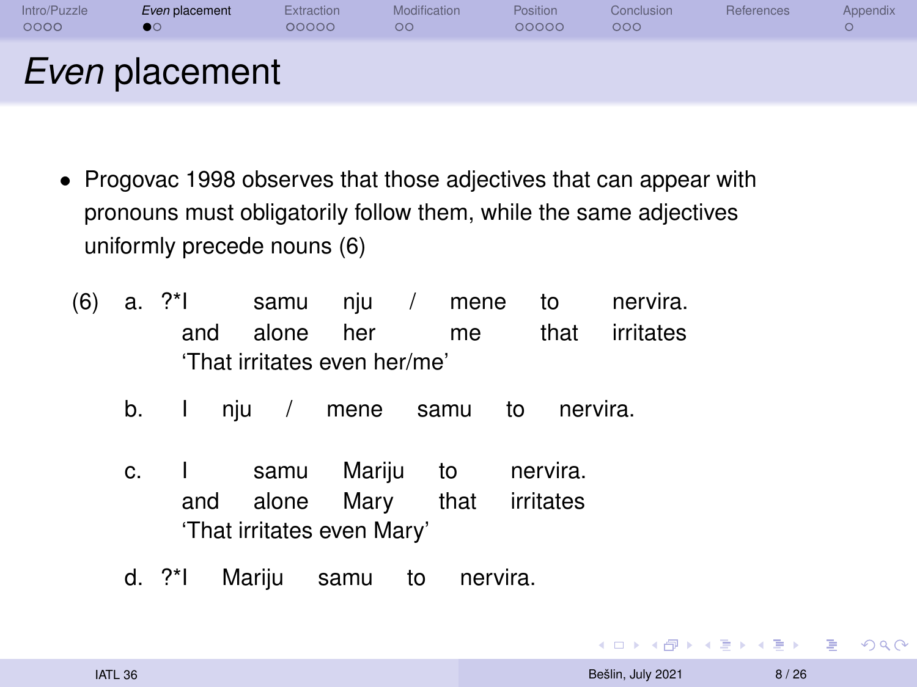# *Even* placement

- Progovac 1998 observes that those adjectives that can appear with pronouns must obligatorily follow them, while the same adjectives uniformly precede nouns (6)

(6) a. ?*I samu nju / mene to nervira.
  and alone her me that irritates
  'That irritates even her/me'

 b. I nju / mene samu to nervira.

 c. I samu Mariju to nervira.
  and alone Mary that irritates
  'That irritates even Mary'

 d. ?*I Mariju samu to nervira.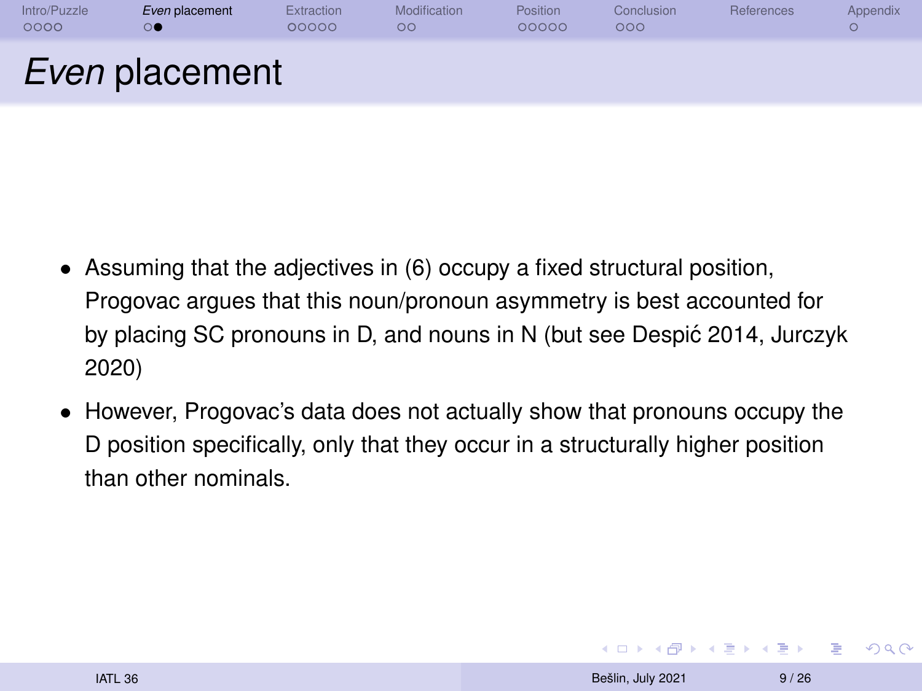# *Even* placement

- Assuming that the adjectives in (6) occupy a fixed structural position, Progovac argues that this noun/pronoun asymmetry is best accounted for by placing SC pronouns in D, and nouns in N (but see Despić 2014, Jurczyk 2020)
- However, Progovac's data does not actually show that pronouns occupy the D position specifically, only that they occur in a structurally higher position than other nominals.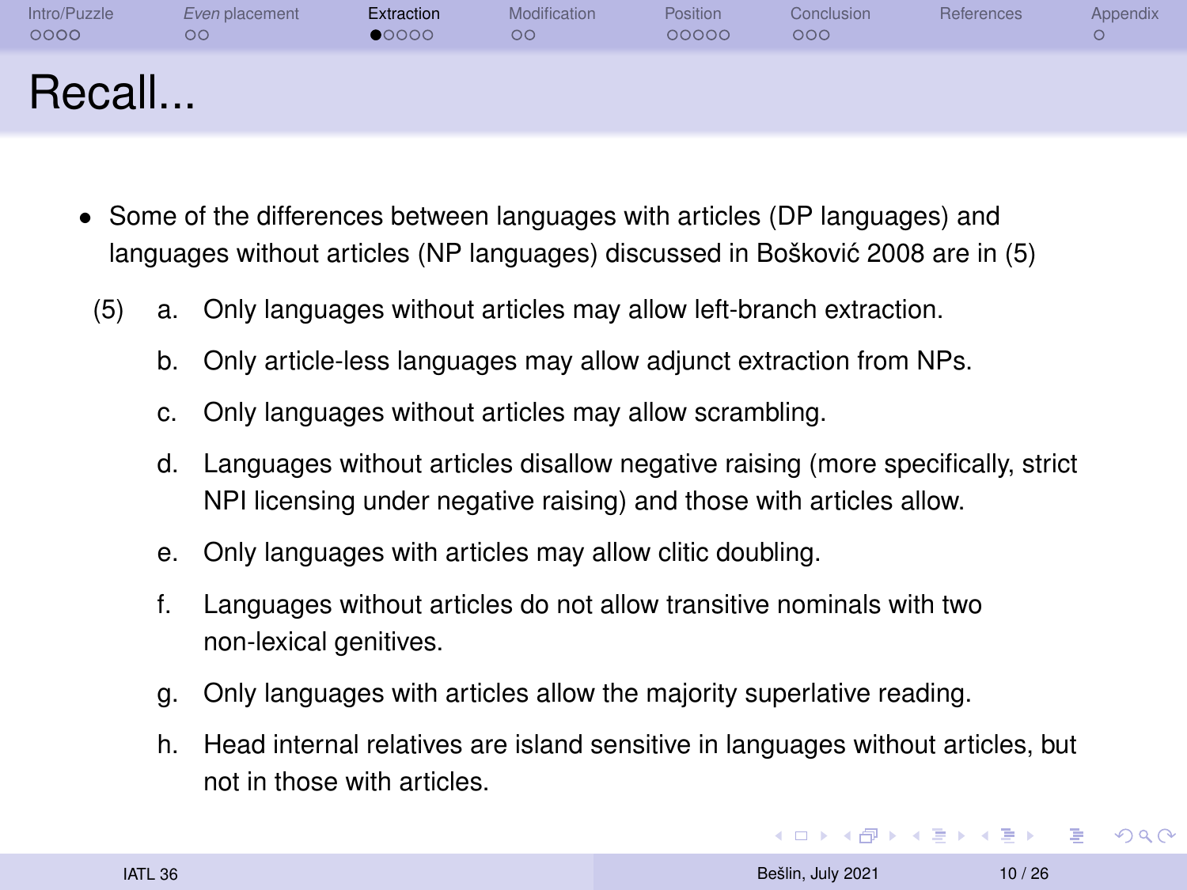# Recall...

- Some of the differences between languages with articles (DP languages) and languages without articles (NP languages) discussed in Bošković 2008 are in (5)

(5)
  a. Only languages without articles may allow left-branch extraction.
  b. Only article-less languages may allow adjunct extraction from NPs.
  c. Only languages without articles may allow scrambling.
  d. Languages without articles disallow negative raising (more specifically, strict NPI licensing under negative raising) and those with articles allow.
  e. Only languages with articles may allow clitic doubling.
  f. Languages without articles do not allow transitive nominals with two non-lexical genitives.
  g. Only languages with articles allow the majority superlative reading.
  h. Head internal relatives are island sensitive in languages without articles, but not in those with articles.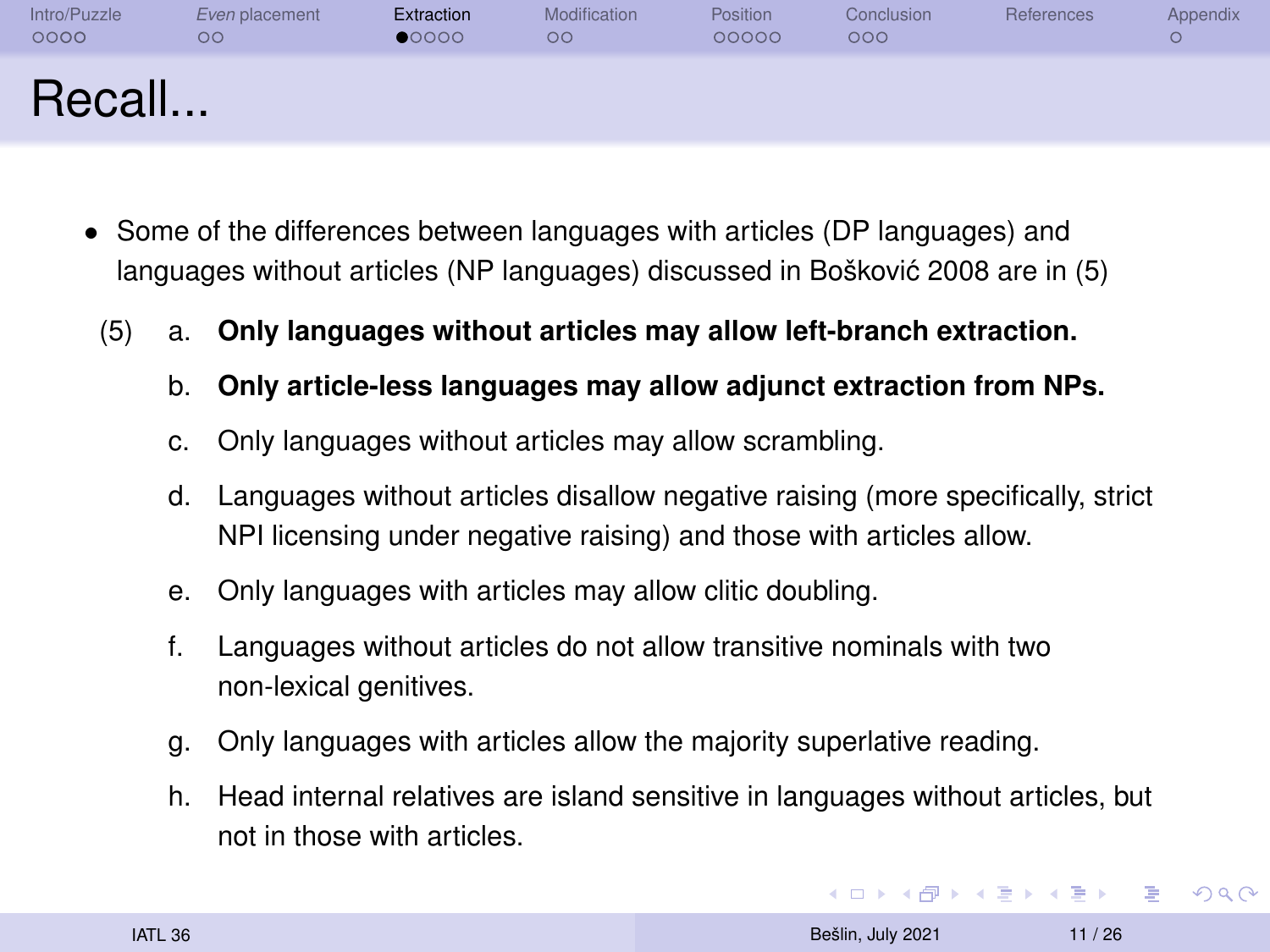# Recall...

- Some of the differences between languages with articles (DP languages) and languages without articles (NP languages) discussed in Bošković 2008 are in (5)

(5)
  a. **Only languages without articles may allow left-branch extraction.**
  b. **Only article-less languages may allow adjunct extraction from NPs.**
  c. Only languages without articles may allow scrambling.
  d. Languages without articles disallow negative raising (more specifically, strict NPI licensing under negative raising) and those with articles allow.
  e. Only languages with articles may allow clitic doubling.
  f. Languages without articles do not allow transitive nominals with two non-lexical genitives.
  g. Only languages with articles allow the majority superlative reading.
  h. Head internal relatives are island sensitive in languages without articles, but not in those with articles.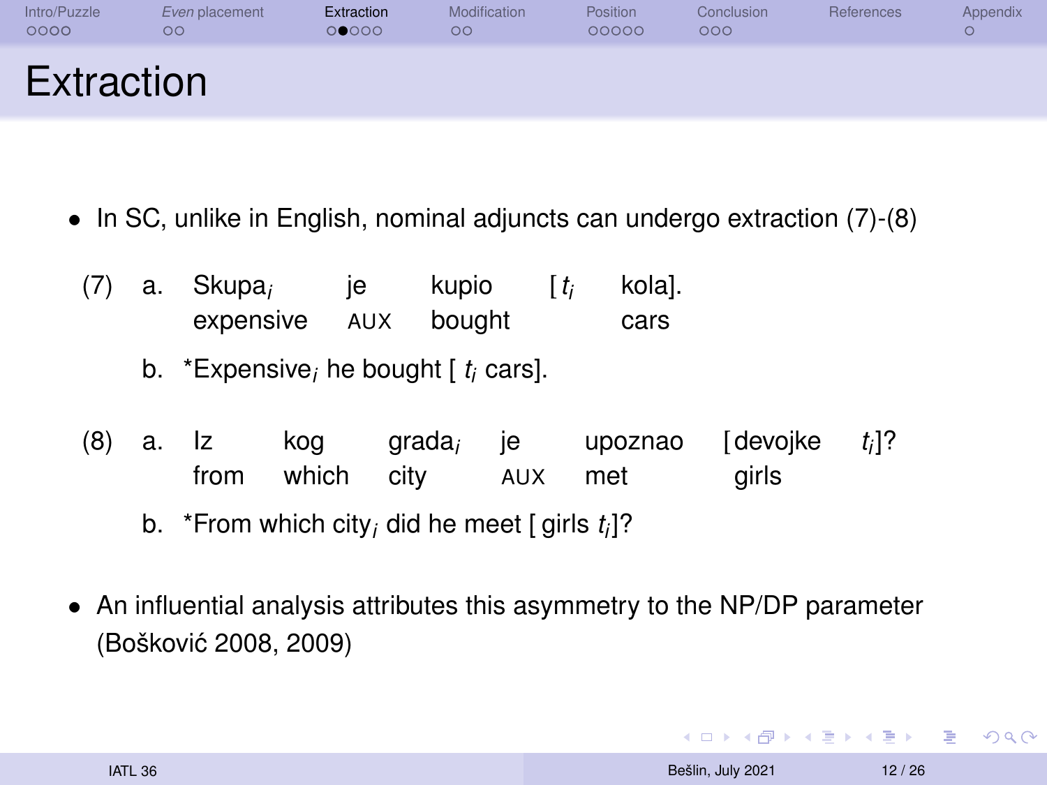# Extraction

- In SC, unlike in English, nominal adjuncts can undergo extraction (7)-(8)

(7) a. Skupa$_i$ je kupio [ $t_i$ kola].
expensive AUX bought cars

b. *Expensive$_i$ he bought [ $t_i$ cars].

(8) a. Iz kog grada$_i$ je upoznao [devojke $t_i$]?
from which city AUX met girls

b. *From which city$_i$ did he meet [girls $t_i$]?

- An influential analysis attributes this asymmetry to the NP/DP parameter (Bošković 2008, 2009)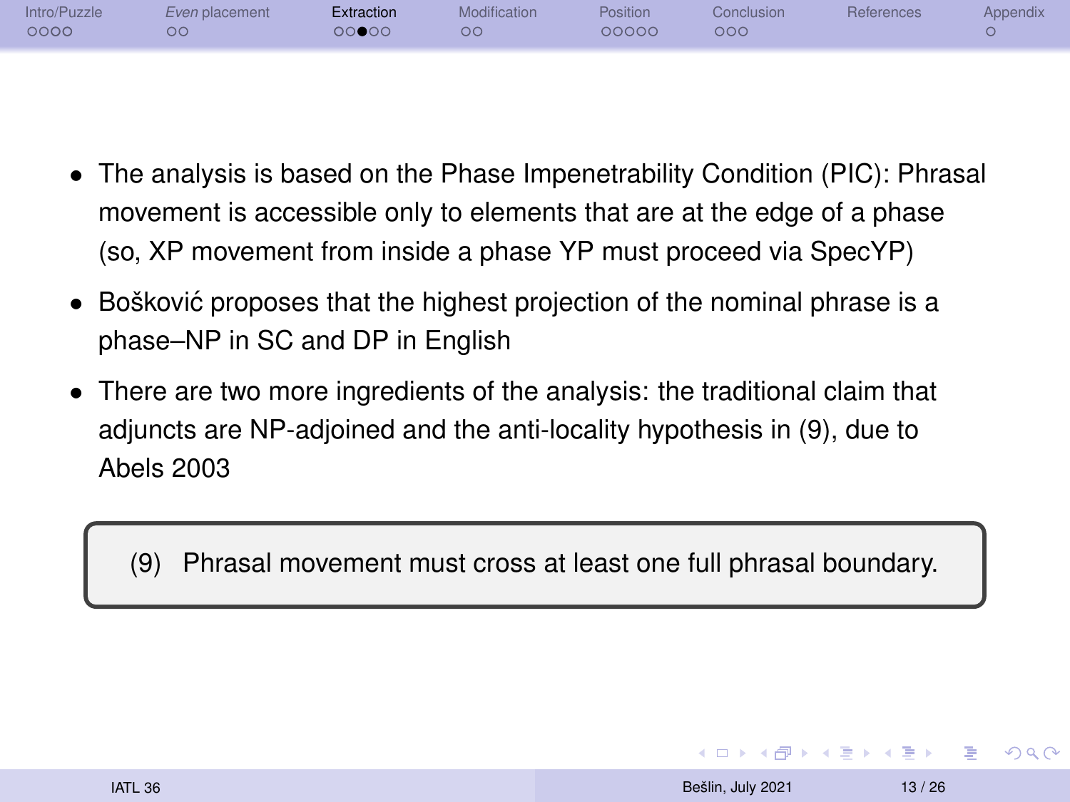- The analysis is based on the Phase Impenetrability Condition (PIC): Phrasal movement is accessible only to elements that are at the edge of a phase (so, XP movement from inside a phase YP must proceed via SpecYP)
- Bošković proposes that the highest projection of the nominal phrase is a phase–NP in SC and DP in English
- There are two more ingredients of the analysis: the traditional claim that adjuncts are NP-adjoined and the anti-locality hypothesis in (9), due to Abels 2003

(9) Phrasal movement must cross at least one full phrasal boundary.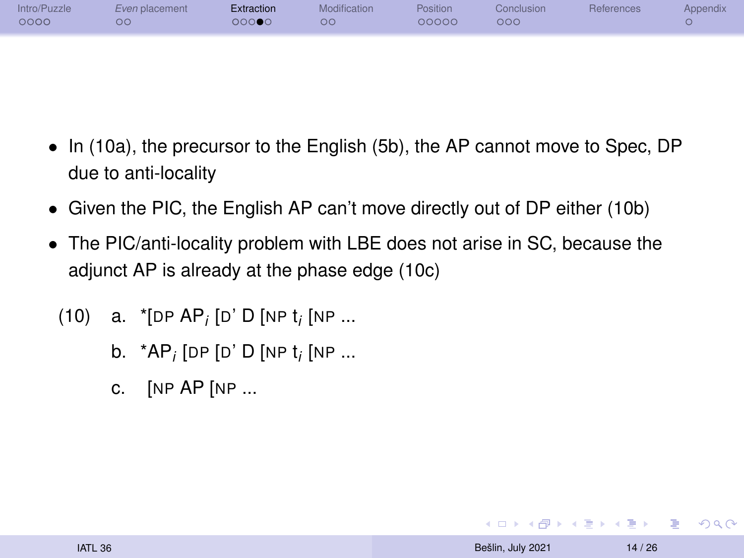- In (10a), the precursor to the English (5b), the AP cannot move to Spec, DP due to anti-locality
- Given the PIC, the English AP can't move directly out of DP either (10b)
- The PIC/anti-locality problem with LBE does not arise in SC, because the adjunct AP is already at the phase edge (10c)

(10) a. *[DP AP$_i$ [D' D [NP t$_i$ [NP ...

b. *AP$_i$ [DP [D' D [NP t$_i$ [NP ...

c. [NP AP [NP ...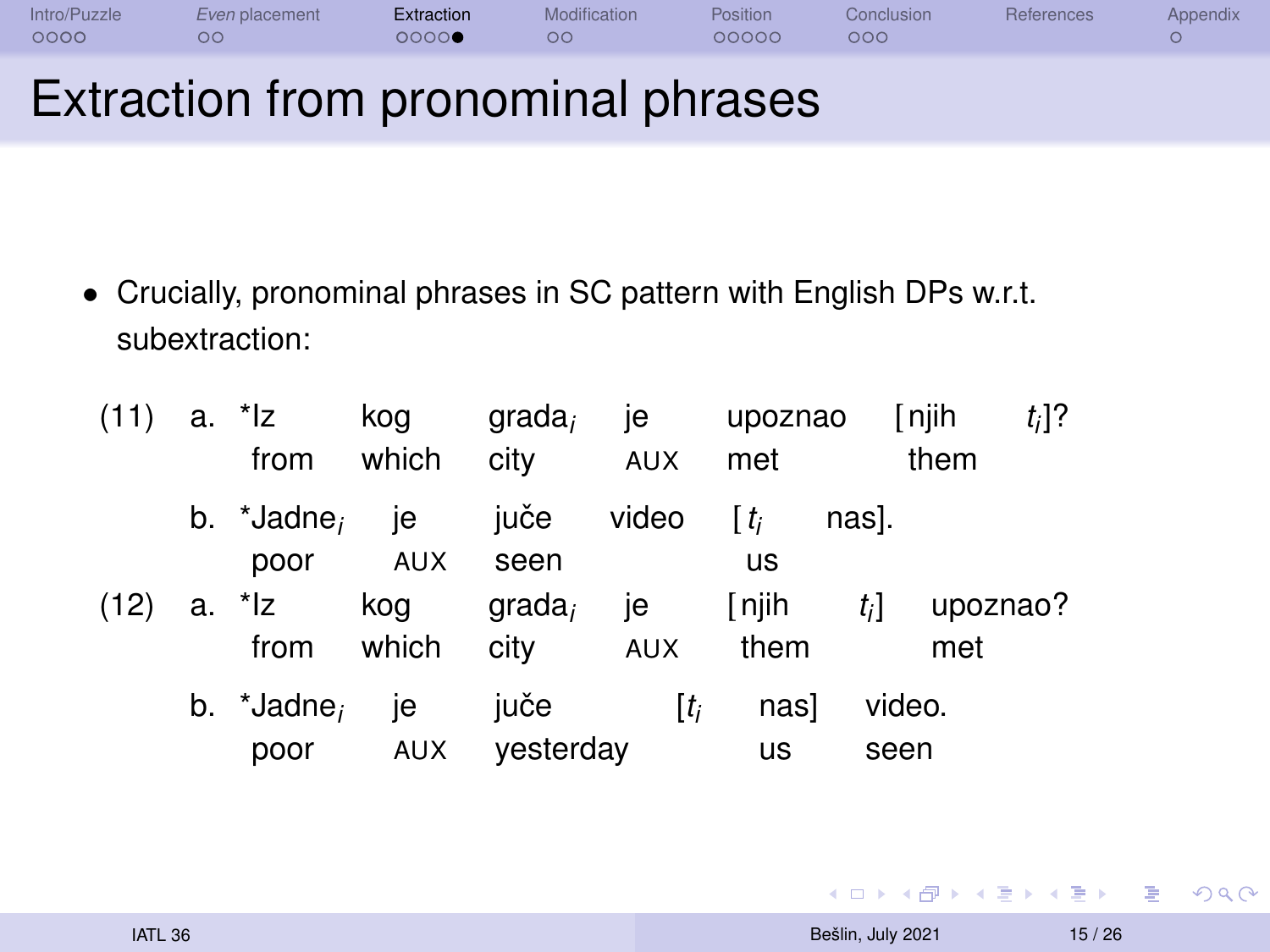# Extraction from pronominal phrases

- Crucially, pronominal phrases in SC pattern with English DPs w.r.t. subextraction:

(11) a. *Iz kog grada$_i$ je upoznao [njih $t_i$]?
 from which city AUX met them

b. *Jadne$_i$ je juče video [$t_i$ nas].
 poor AUX seen us

(12) a. *Iz kog grada$_i$ je [njih $t_i$] upoznao?
 from which city AUX them met

b. *Jadne$_i$ je juče [$t_i$ nas] video.
 poor AUX yesterday us seen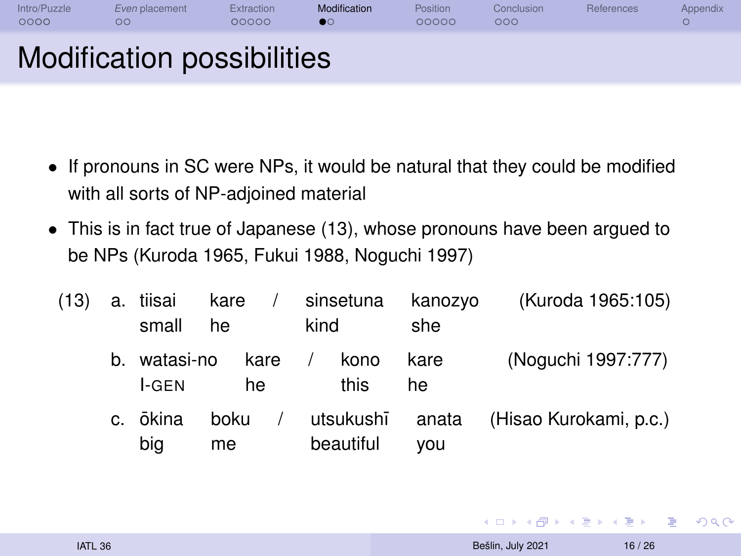# Modification possibilities

- If pronouns in SC were NPs, it would be natural that they could be modified with all sorts of NP-adjoined material
- This is in fact true of Japanese (13), whose pronouns have been argued to be NPs (Kuroda 1965, Fukui 1988, Noguchi 1997)

(13)

a. tiisai kare / sinsetuna kanozyo (Kuroda 1965:105)
   small he / kind she

b. watasi-no kare / kono kare (Noguchi 1997:777)
   I-GEN he / this he

c. ōkina boku / utsukushī anata (Hisao Kurokami, p.c.)
   big me / beautiful you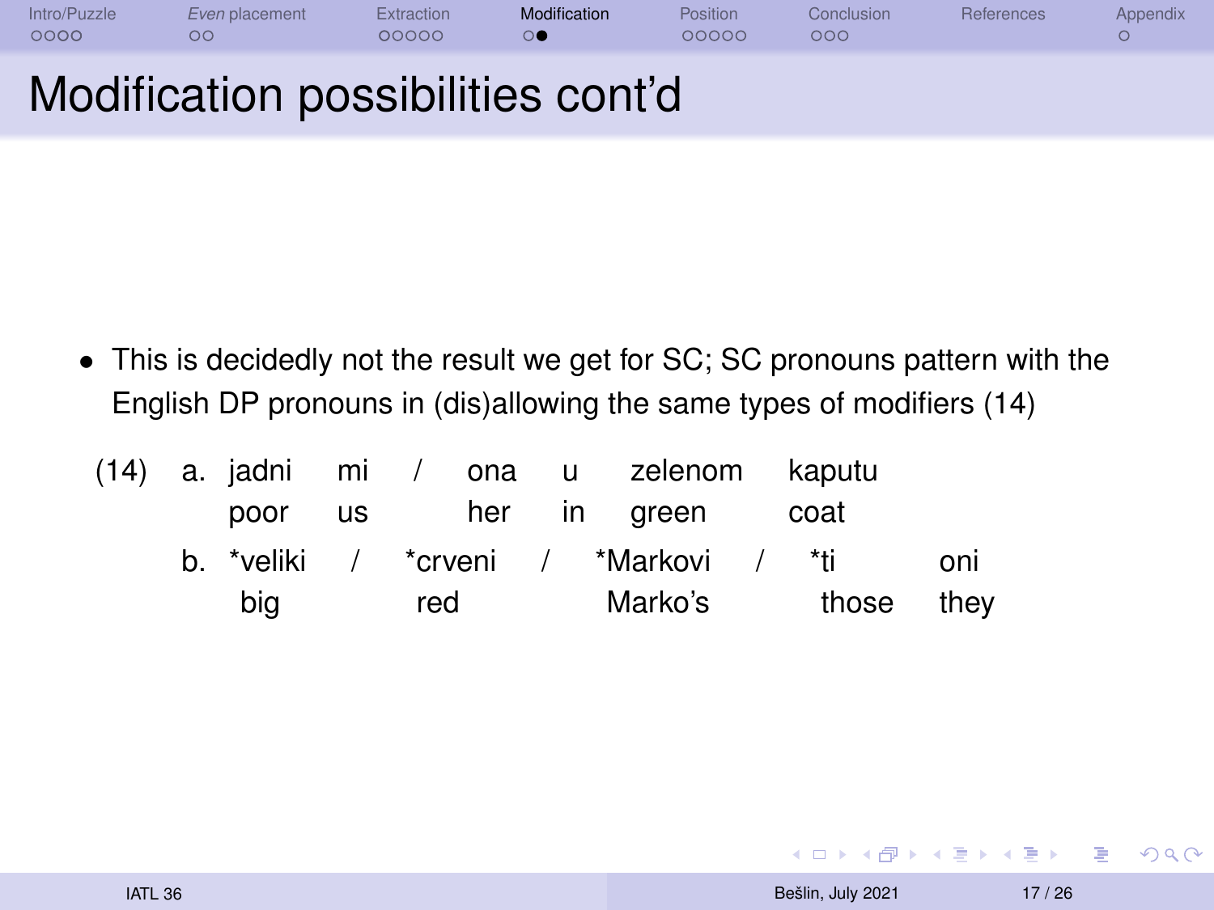# Modification possibilities cont'd

- This is decidedly not the result we get for SC; SC pronouns pattern with the English DP pronouns in (dis)allowing the same types of modifiers (14)

(14)
a. jadni mi / ona u zelenom kaputu
   poor us her in green coat

b. *veliki / *crveni / *Markovi / *ti oni
   big red Marko's those they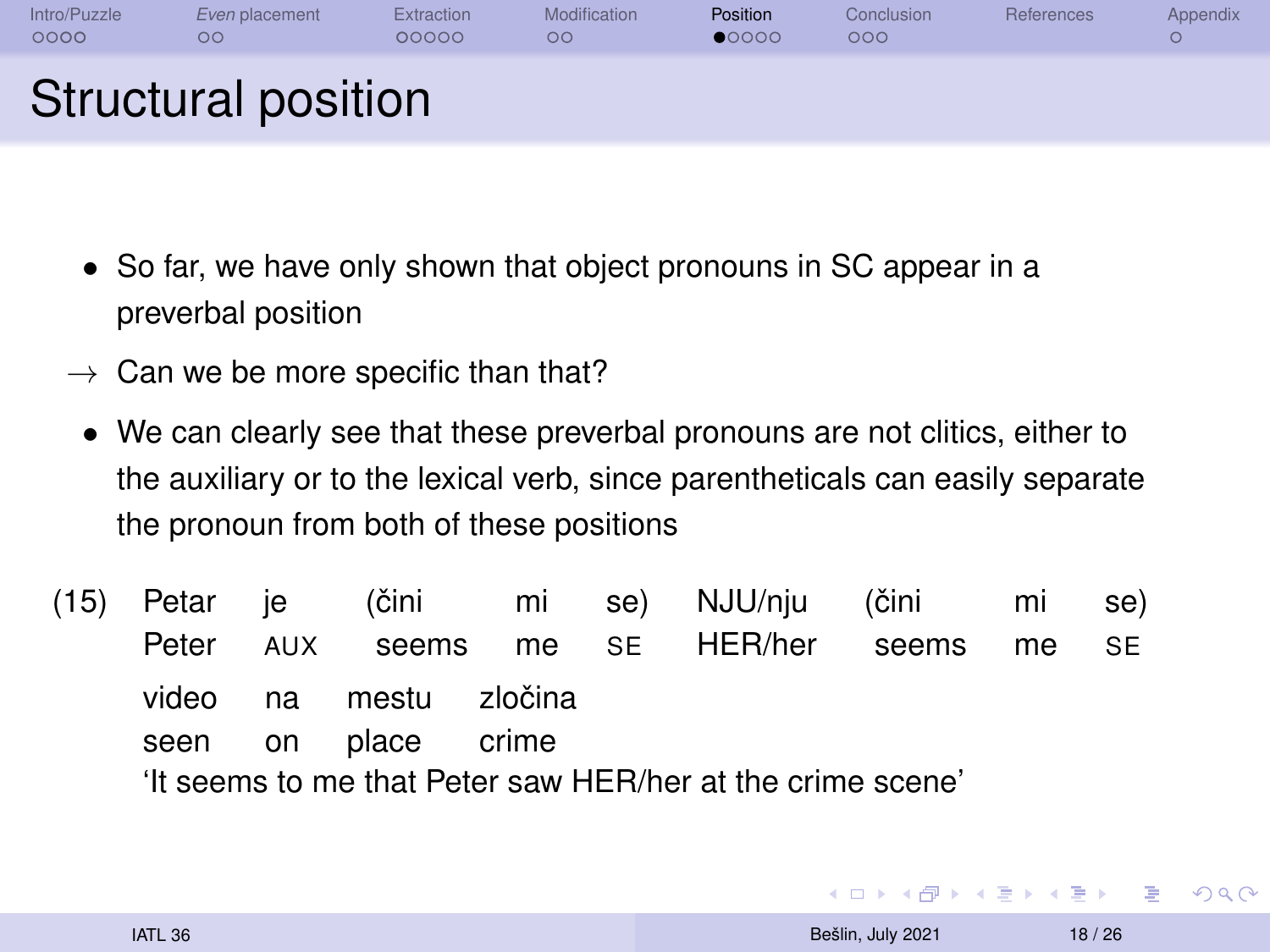# Structural position

- So far, we have only shown that object pronouns in SC appear in a preverbal position

→ Can we be more specific than that?

- We can clearly see that these preverbal pronouns are not clitics, either to the auxiliary or to the lexical verb, since parentheticals can easily separate the pronoun from both of these positions

(15)

| Petar | je | (čini | mi | se) | NJU/nju | (čini | mi | se) |
|---|---|---|---|---|---|---|---|---|
| Peter | AUX | seems | me | SE | HER/her | seems | me | SE |

| video | na | mestu | zločina |
|---|---|---|---|
| seen | on | place | crime |

'It seems to me that Peter saw HER/her at the crime scene'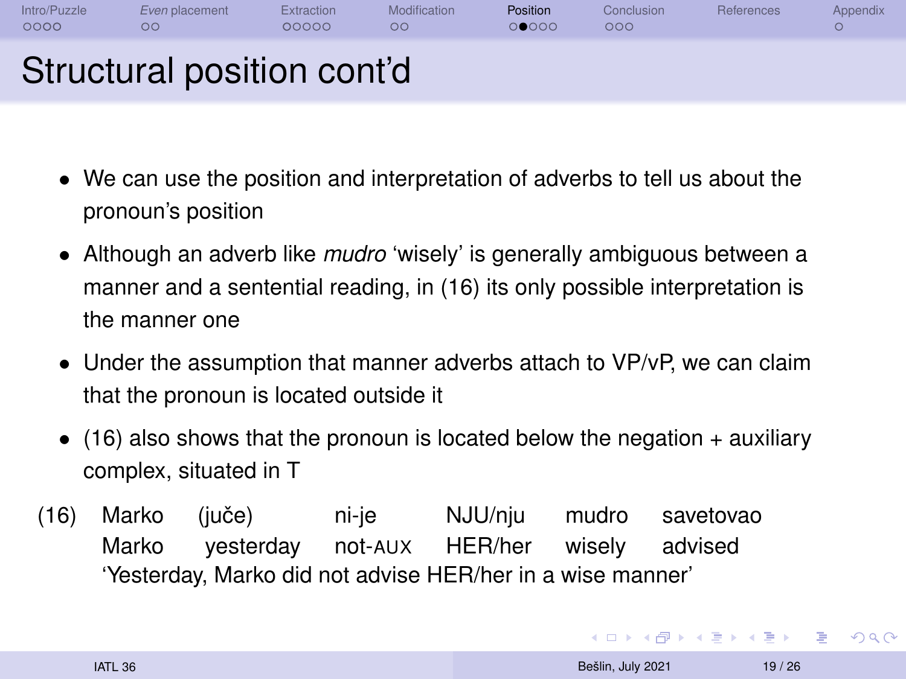# Structural position cont'd

- We can use the position and interpretation of adverbs to tell us about the pronoun's position
- Although an adverb like *mudro* 'wisely' is generally ambiguous between a manner and a sentential reading, in (16) its only possible interpretation is the manner one
- Under the assumption that manner adverbs attach to VP/vP, we can claim that the pronoun is located outside it
- (16) also shows that the pronoun is located below the negation + auxiliary complex, situated in T

(16)

| Marko | (juče) | ni-je | NJU/nju | mudro | savetovao |
|---|---|---|---|---|---|
| Marko | yesterday | not-AUX | HER/her | wisely | advised |

'Yesterday, Marko did not advise HER/her in a wise manner'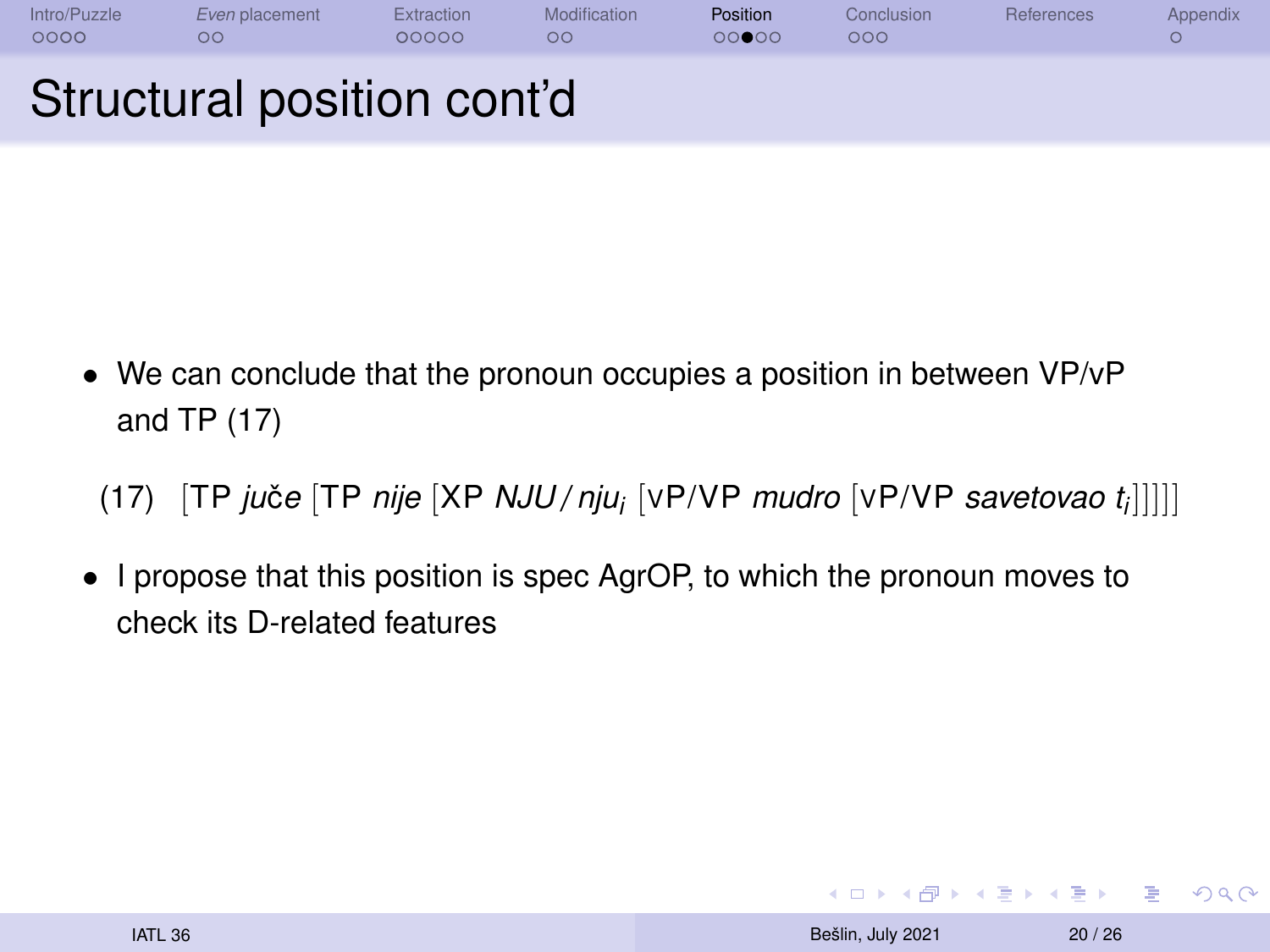# Structural position cont'd

- We can conclude that the pronoun occupies a position in between VP/vP and TP (17)

(17) [TP *juče* [TP *nije* [XP *NJU / nju*$_i$ [vP/VP *mudro* [vP/VP *savetovao t*$_i$]]]]]

- I propose that this position is spec AgrOP, to which the pronoun moves to check its D-related features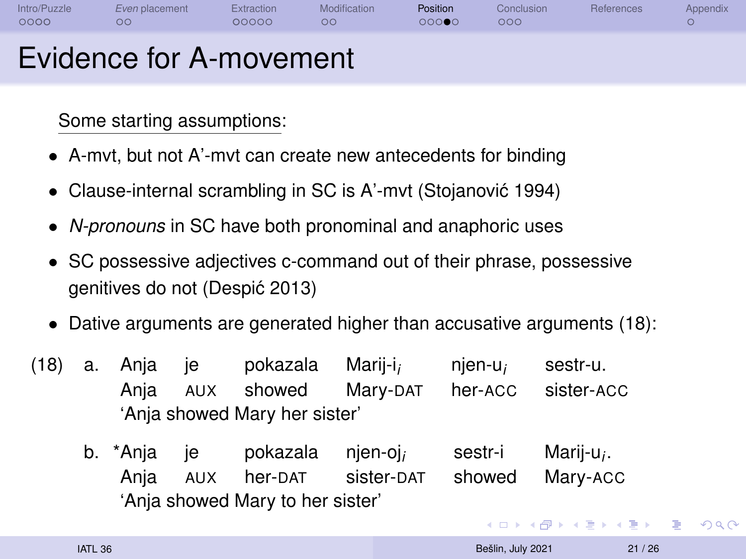# Evidence for A-movement

Some starting assumptions:

- A-mvt, but not A'-mvt can create new antecedents for binding
- Clause-internal scrambling in SC is A'-mvt (Stojanović 1994)
- *N-pronouns* in SC have both pronominal and anaphoric uses
- SC possessive adjectives c-command out of their phrase, possessive genitives do not (Despić 2013)
- Dative arguments are generated higher than accusative arguments (18):

(18) a. Anja je pokazala Marij-i$_i$ njen-u$_i$ sestr-u.
Anja AUX showed Mary-DAT her-ACC sister-ACC
'Anja showed Mary her sister'

b. *Anja je pokazala njen-oj$_i$ sestr-i Marij-u$_i$.
Anja AUX her-DAT sister-DAT showed Mary-ACC
'Anja showed Mary to her sister'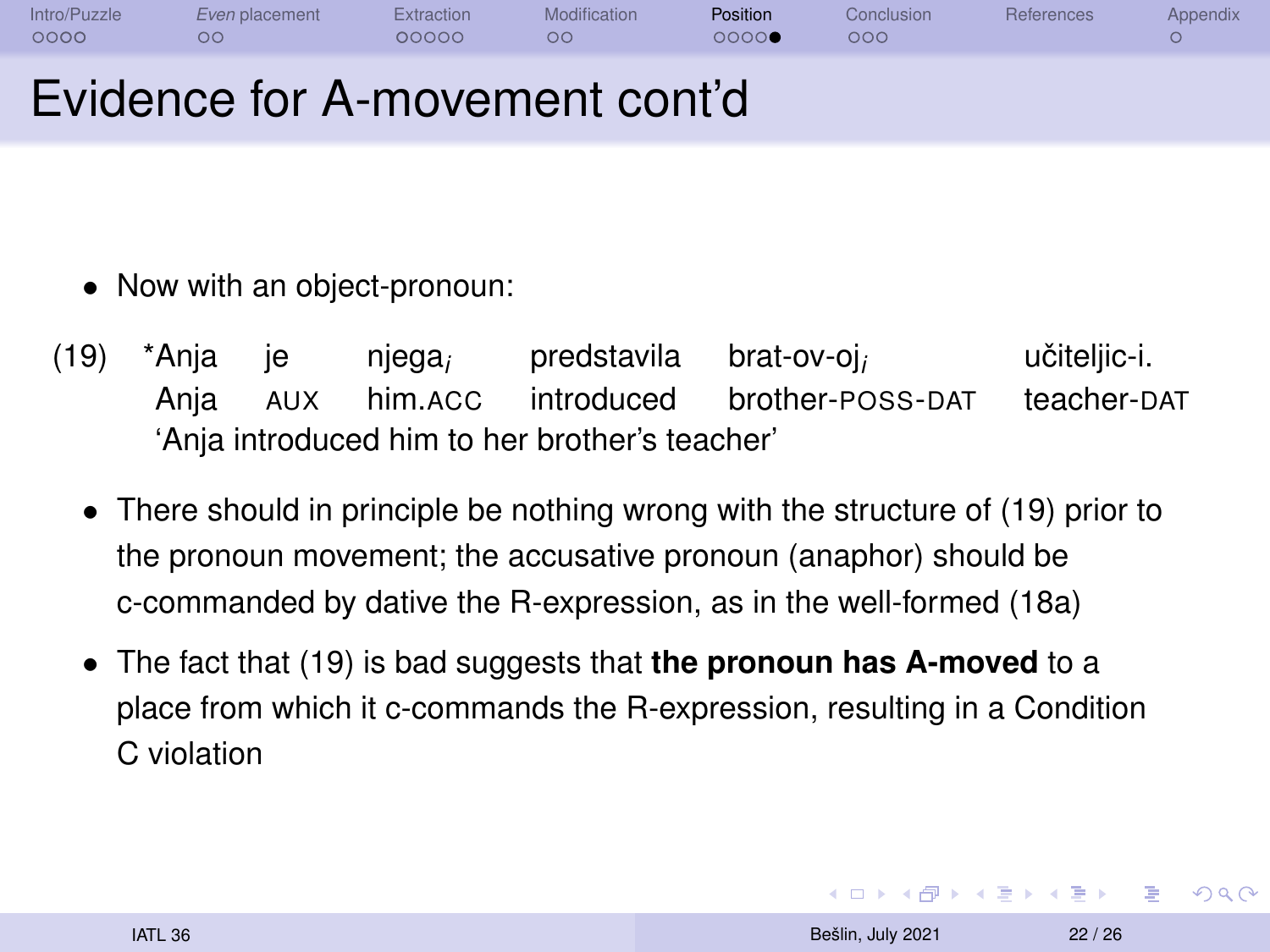# Evidence for A-movement cont'd

- Now with an object-pronoun:

(19) *Anja je njega$_i$ predstavila brat-ov-oj$_i$ učiteljic-i.
     Anja AUX him.ACC introduced brother-POSS-DAT teacher-DAT
     'Anja introduced him to her brother's teacher'

- There should in principle be nothing wrong with the structure of (19) prior to the pronoun movement; the accusative pronoun (anaphor) should be c-commanded by dative the R-expression, as in the well-formed (18a)
- The fact that (19) is bad suggests that **the pronoun has A-moved** to a place from which it c-commands the R-expression, resulting in a Condition C violation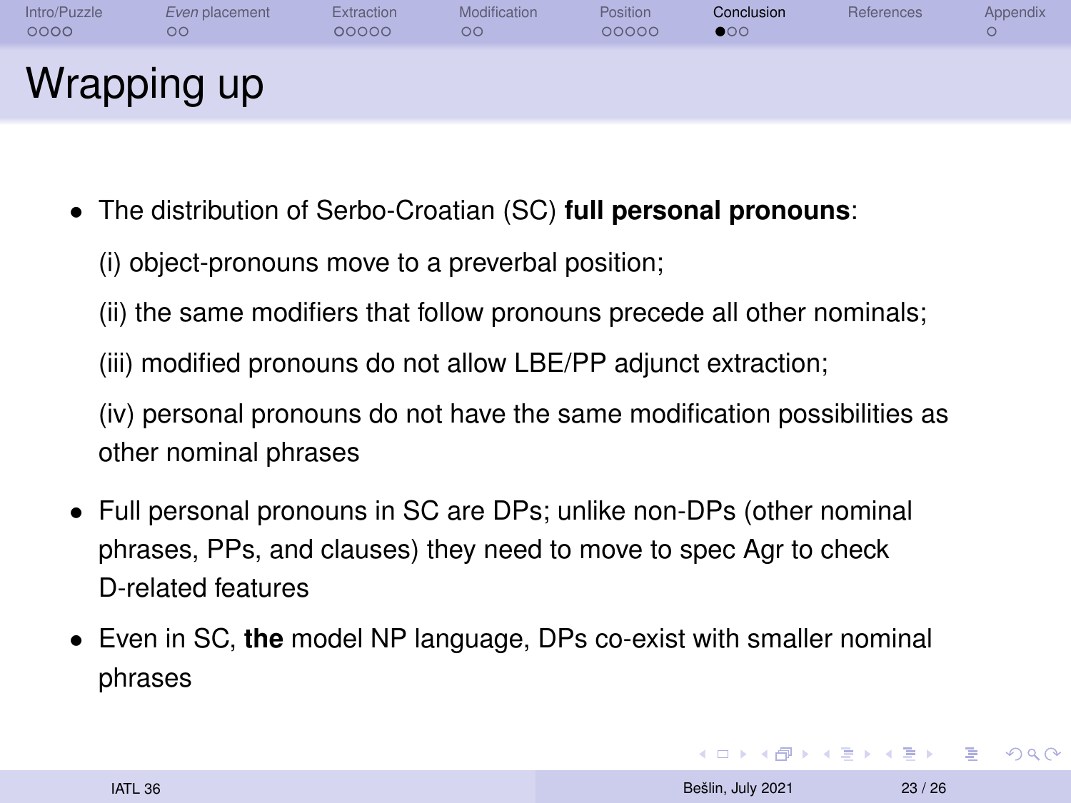# Wrapping up

- The distribution of Serbo-Croatian (SC) **full personal pronouns**:

  (i) object-pronouns move to a preverbal position;

  (ii) the same modifiers that follow pronouns precede all other nominals;

  (iii) modified pronouns do not allow LBE/PP adjunct extraction;

  (iv) personal pronouns do not have the same modification possibilities as other nominal phrases

- Full personal pronouns in SC are DPs; unlike non-DPs (other nominal phrases, PPs, and clauses) they need to move to spec Agr to check D-related features

- Even in SC, **the** model NP language, DPs co-exist with smaller nominal phrases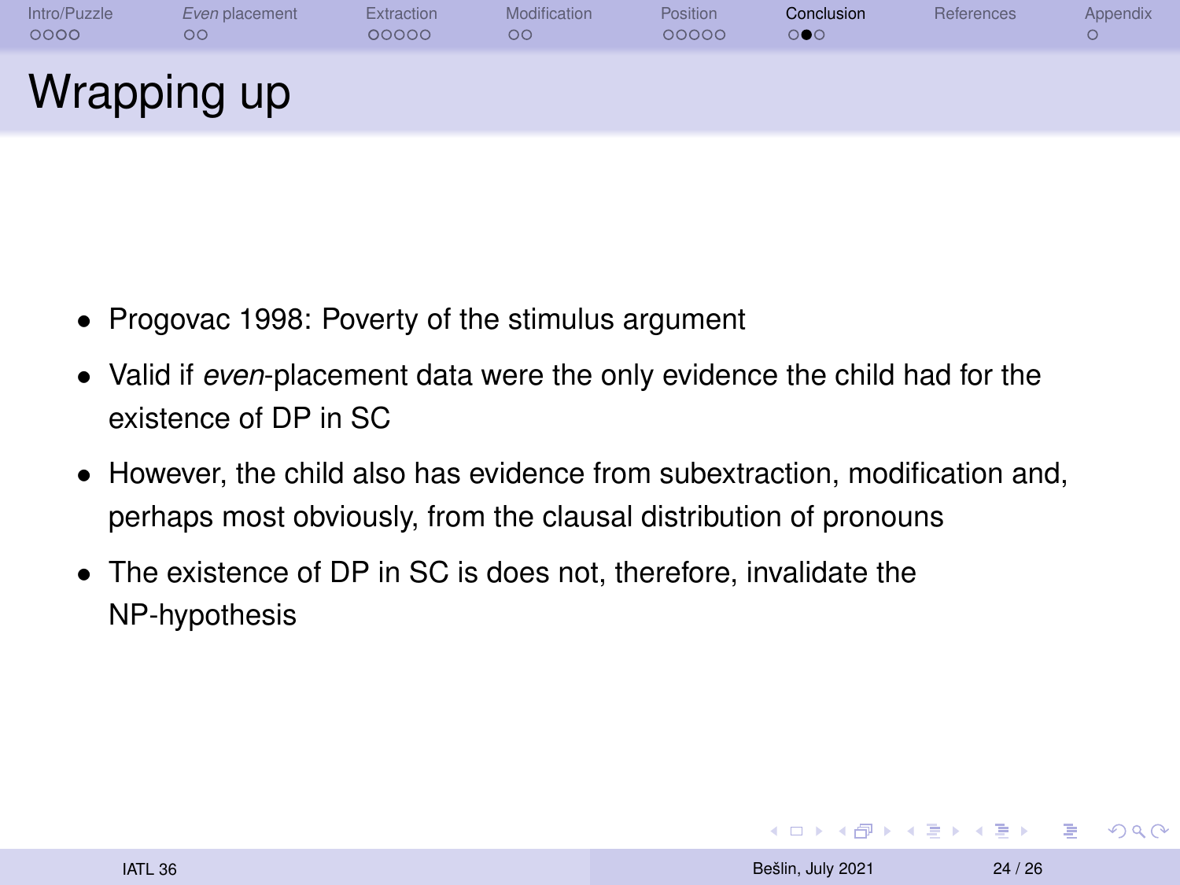# Wrapping up

- Progovac 1998: Poverty of the stimulus argument
- Valid if *even*-placement data were the only evidence the child had for the existence of DP in SC
- However, the child also has evidence from subextraction, modification and, perhaps most obviously, from the clausal distribution of pronouns
- The existence of DP in SC is does not, therefore, invalidate the NP-hypothesis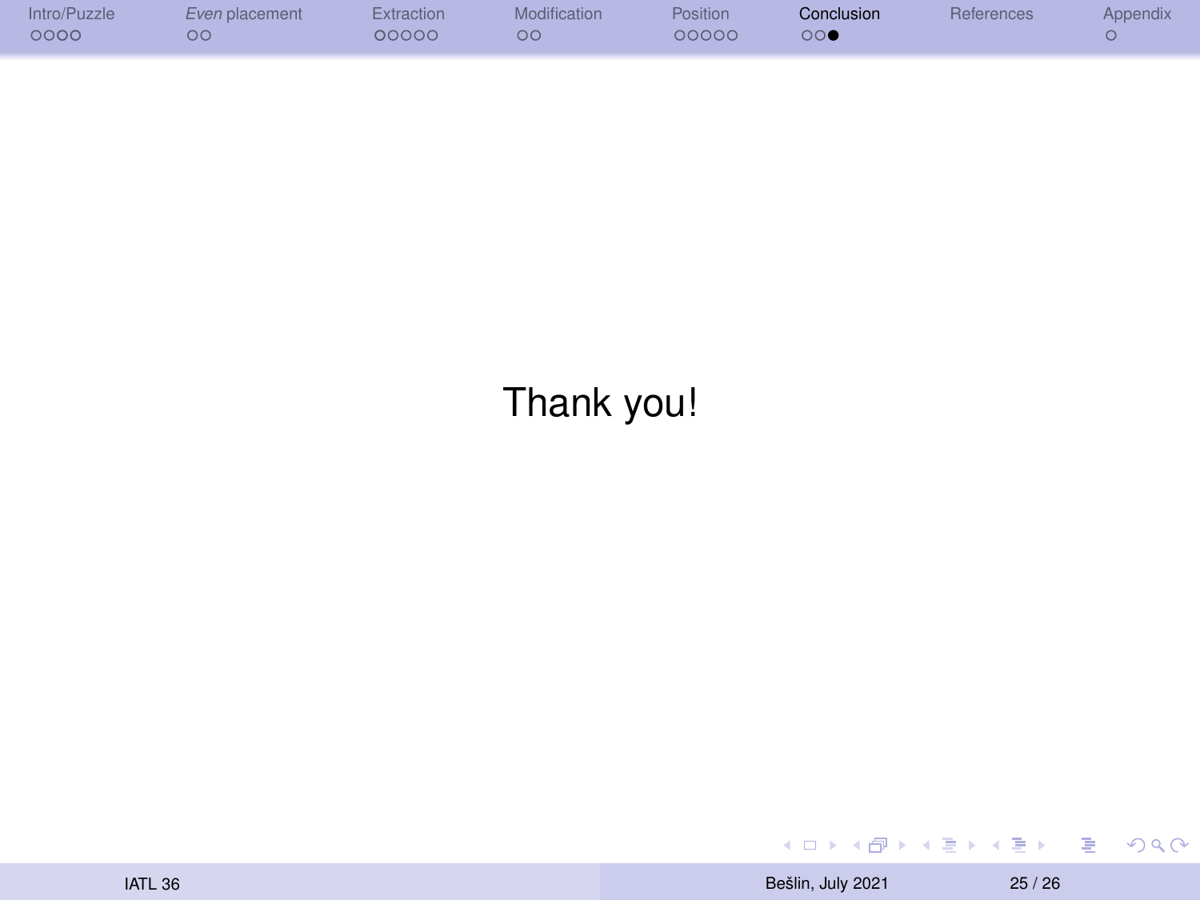Thank you!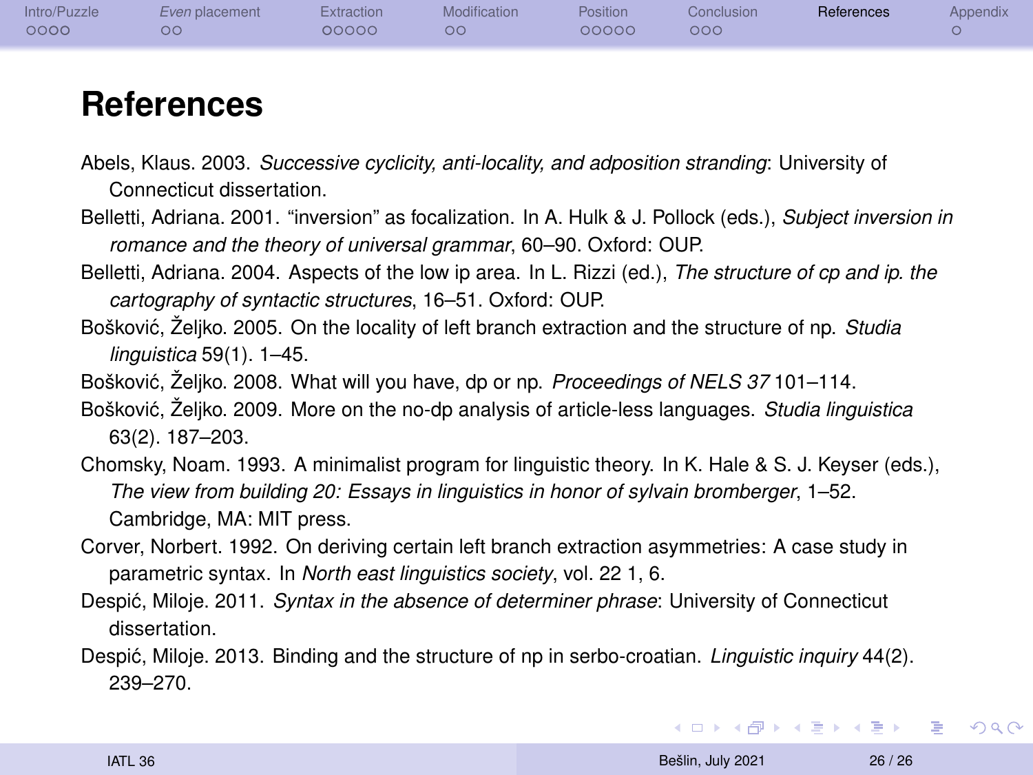# References

Abels, Klaus. 2003. *Successive cyclicity, anti-locality, and adposition stranding*: University of Connecticut dissertation.

Belletti, Adriana. 2001. “inversion” as focalization. In A. Hulk & J. Pollock (eds.), *Subject inversion in romance and the theory of universal grammar*, 60–90. Oxford: OUP.

Belletti, Adriana. 2004. Aspects of the low ip area. In L. Rizzi (ed.), *The structure of cp and ip. the cartography of syntactic structures*, 16–51. Oxford: OUP.

Bošković, Željko. 2005. On the locality of left branch extraction and the structure of np. *Studia linguistica* 59(1). 1–45.

Bošković, Željko. 2008. What will you have, dp or np. *Proceedings of NELS 37* 101–114.

Bošković, Željko. 2009. More on the no-dp analysis of article-less languages. *Studia linguistica* 63(2). 187–203.

Chomsky, Noam. 1993. A minimalist program for linguistic theory. In K. Hale & S. J. Keyser (eds.), *The view from building 20: Essays in linguistics in honor of sylvain bromberger*, 1–52. Cambridge, MA: MIT press.

Corver, Norbert. 1992. On deriving certain left branch extraction asymmetries: A case study in parametric syntax. In *North east linguistics society*, vol. 22 1, 6.

Despić, Miloje. 2011. *Syntax in the absence of determiner phrase*: University of Connecticut dissertation.

Despić, Miloje. 2013. Binding and the structure of np in serbo-croatian. *Linguistic inquiry* 44(2). 239–270.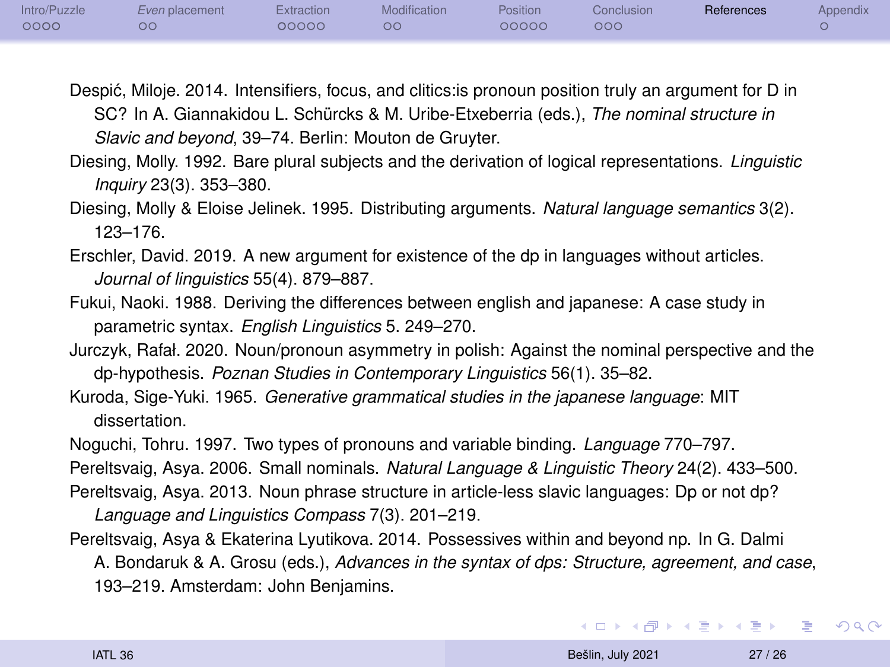Despić, Miloje. 2014. Intensifiers, focus, and clitics:is pronoun position truly an argument for D in SC? In A. Giannakidou L. Schürcks & M. Uribe-Etxeberria (eds.), *The nominal structure in Slavic and beyond*, 39–74. Berlin: Mouton de Gruyter.

Diesing, Molly. 1992. Bare plural subjects and the derivation of logical representations. *Linguistic Inquiry* 23(3). 353–380.

Diesing, Molly & Eloise Jelinek. 1995. Distributing arguments. *Natural language semantics* 3(2). 123–176.

Erschler, David. 2019. A new argument for existence of the dp in languages without articles. *Journal of linguistics* 55(4). 879–887.

Fukui, Naoki. 1988. Deriving the differences between english and japanese: A case study in parametric syntax. *English Linguistics* 5. 249–270.

Jurczyk, Rafał. 2020. Noun/pronoun asymmetry in polish: Against the nominal perspective and the dp-hypothesis. *Poznan Studies in Contemporary Linguistics* 56(1). 35–82.

Kuroda, Sige-Yuki. 1965. *Generative grammatical studies in the japanese language*: MIT dissertation.

Noguchi, Tohru. 1997. Two types of pronouns and variable binding. *Language* 770–797.

Pereltsvaig, Asya. 2006. Small nominals. *Natural Language & Linguistic Theory* 24(2). 433–500.

Pereltsvaig, Asya. 2013. Noun phrase structure in article-less slavic languages: Dp or not dp? *Language and Linguistics Compass* 7(3). 201–219.

Pereltsvaig, Asya & Ekaterina Lyutikova. 2014. Possessives within and beyond np. In G. Dalmi A. Bondaruk & A. Grosu (eds.), *Advances in the syntax of dps: Structure, agreement, and case*, 193–219. Amsterdam: John Benjamins.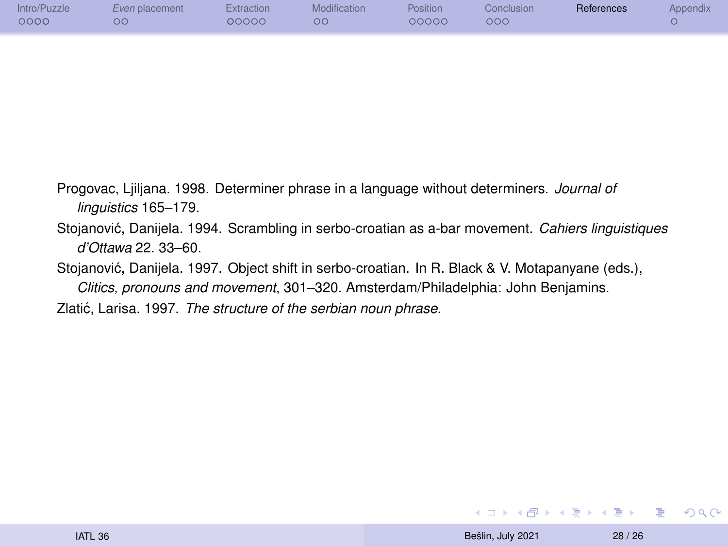Progovac, Ljiljana. 1998. Determiner phrase in a language without determiners. *Journal of linguistics* 165–179.

Stojanović, Danijela. 1994. Scrambling in serbo-croatian as a-bar movement. *Cahiers linguistiques d'Ottawa* 22. 33–60.

Stojanović, Danijela. 1997. Object shift in serbo-croatian. In R. Black & V. Motapanyane (eds.), *Clitics, pronouns and movement*, 301–320. Amsterdam/Philadelphia: John Benjamins.

Zlatić, Larisa. 1997. *The structure of the serbian noun phrase*.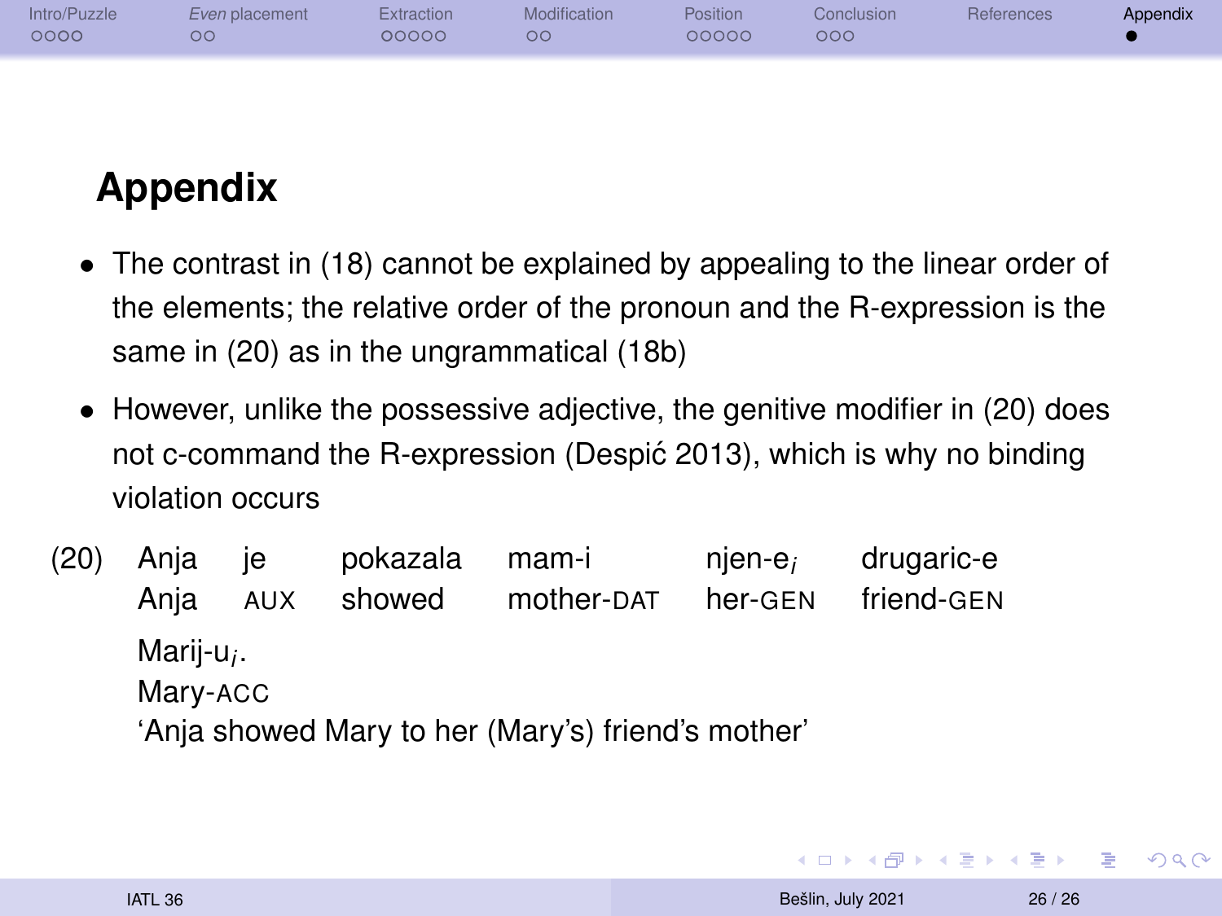# Appendix

- The contrast in (18) cannot be explained by appealing to the linear order of the elements; the relative order of the pronoun and the R-expression is the same in (20) as in the ungrammatical (18b)
- However, unlike the possessive adjective, the genitive modifier in (20) does not c-command the R-expression (Despić 2013), which is why no binding violation occurs

(20) Anja je pokazala mam-i njen-e$_i$ drugaric-e Marij-u$_i$.
Anja AUX showed mother-DAT her-GEN friend-GEN Mary-ACC
'Anja showed Mary to her (Mary's) friend's mother'